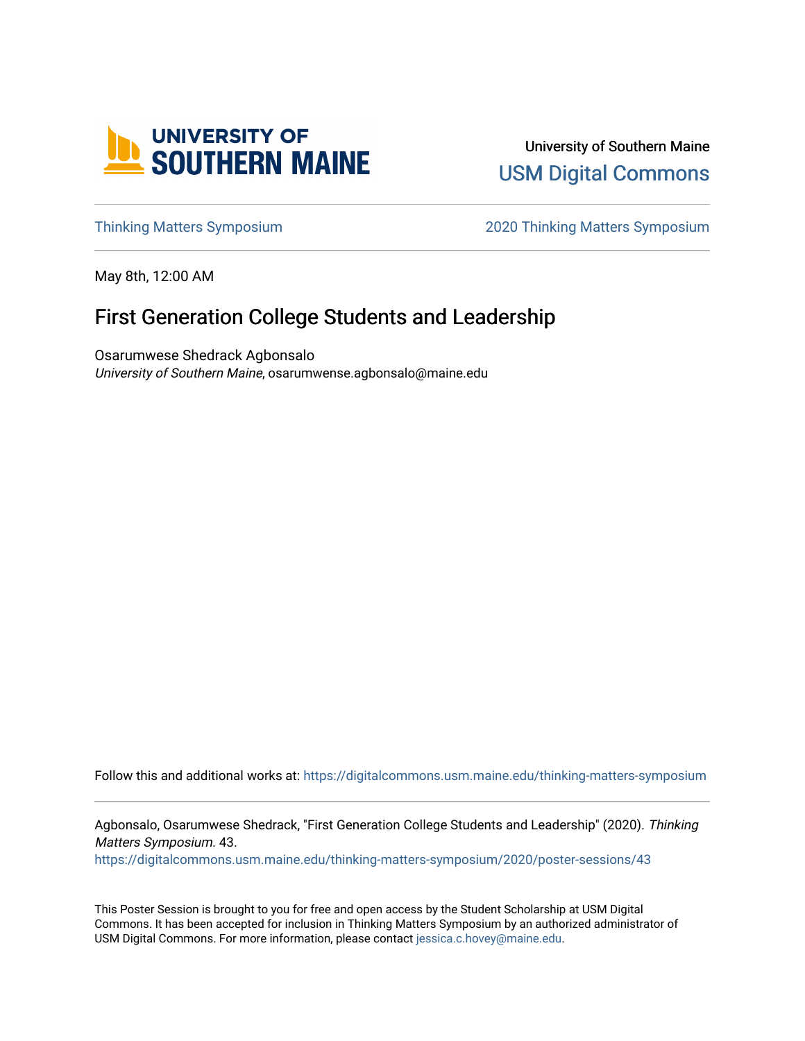University of Southern Maine

USM Digital Commons

Thinking Matters Symposium 2020 Thinking Matters Symposium

May 8th, 12:00 AM

# First Generation College Students and Leadership

Osarumwese Shedrack Agbonsalo
*University of Southern Maine*, osarumwense.agbonsalo@maine.edu

Follow this and additional works at: https://digitalcommons.usm.maine.edu/thinking-matters-symposium

Agbonsalo, Osarumwese Shedrack, "First Generation College Students and Leadership" (2020). *Thinking Matters Symposium*. 43.
https://digitalcommons.usm.maine.edu/thinking-matters-symposium/2020/poster-sessions/43

This Poster Session is brought to you for free and open access by the Student Scholarship at USM Digital Commons. It has been accepted for inclusion in Thinking Matters Symposium by an authorized administrator of USM Digital Commons. For more information, please contact jessica.c.hovey@maine.edu.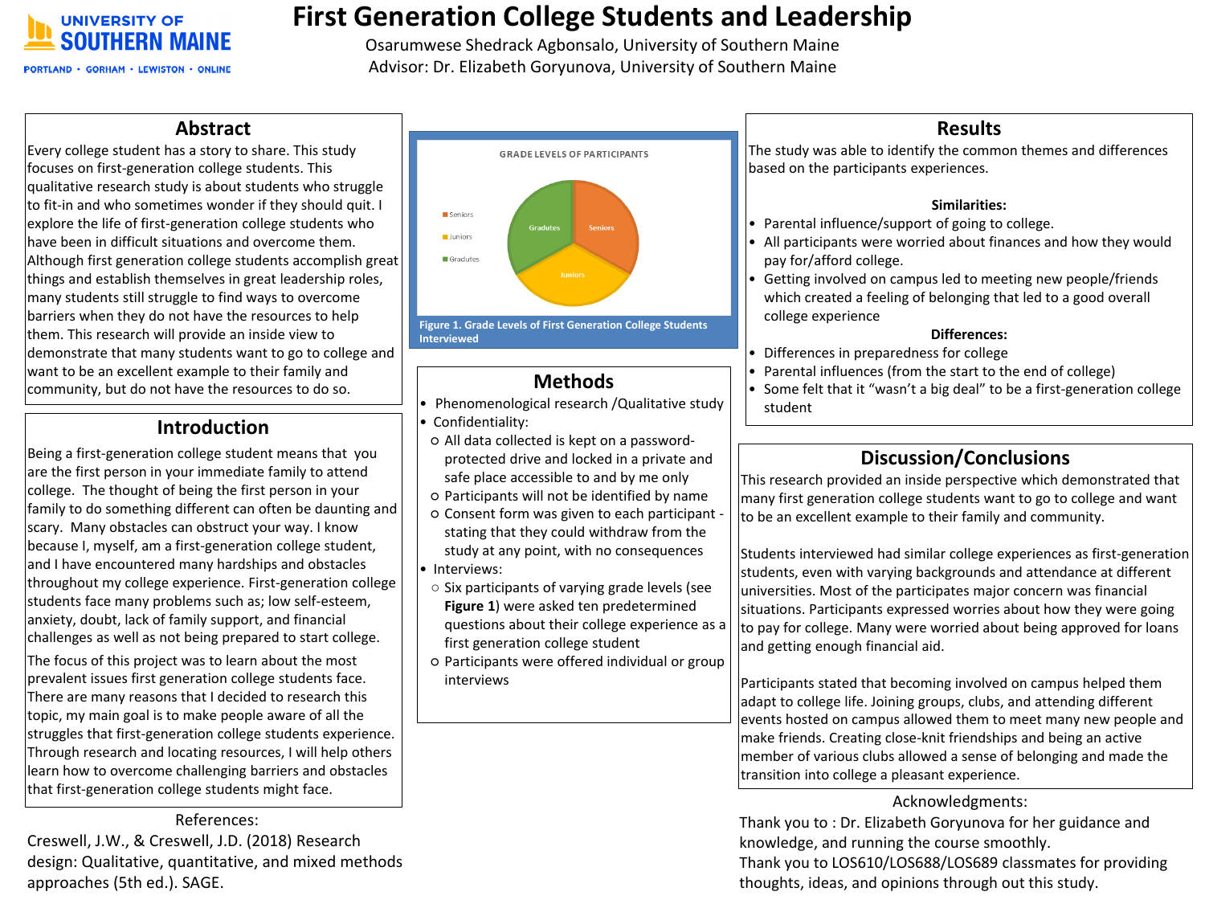# First Generation College Students and Leadership

Osarumwese Shedrack Agbonsalo, University of Southern Maine
Advisor: Dr. Elizabeth Goryunova, University of Southern Maine

## Abstract

Every college student has a story to share. This study focuses on first-generation college students. This qualitative research study is about students who struggle to fit-in and who sometimes wonder if they should quit. I explore the life of first-generation college students who have been in difficult situations and overcome them. Although first generation college students accomplish great things and establish themselves in great leadership roles, many students still struggle to find ways to overcome barriers when they do not have the resources to help them. This research will provide an inside view to demonstrate that many students want to go to college and want to be an excellent example to their family and community, but do not have the resources to do so.

## Introduction

Being a first-generation college student means that you are the first person in your immediate family to attend college. The thought of being the first person in your family to do something different can often be daunting and scary. Many obstacles can obstruct your way. I know because I, myself, am a first-generation college student, and I have encountered many hardships and obstacles throughout my college experience. First-generation college students face many problems such as; low self-esteem, anxiety, doubt, lack of family support, and financial challenges as well as not being prepared to start college.

The focus of this project was to learn about the most prevalent issues first generation college students face. There are many reasons that I decided to research this topic, my main goal is to make people aware of all the struggles that first-generation college students experience. Through research and locating resources, I will help others learn how to overcome challenging barriers and obstacles that first-generation college students might face.

References:

Creswell, J.W., & Creswell, J.D. (2018) Research design: Qualitative, quantitative, and mixed methods approaches (5th ed.). SAGE.

GRADE LEVELS OF PARTICIPANTS

Seniors

Juniors

Gradutes

Figure 1. Grade Levels of First Generation College Students Interviewed

## Methods

- Phenomenological research /Qualitative study
- Confidentiality:
  - All data collected is kept on a password-protected drive and locked in a private and safe place accessible to and by me only
  - Participants will not be identified by name
  - Consent form was given to each participant - stating that they could withdraw from the study at any point, with no consequences
- Interviews:
  - Six participants of varying grade levels (see **Figure 1**) were asked ten predetermined questions about their college experience as a first generation college student
  - Participants were offered individual or group interviews

## Results

The study was able to identify the common themes and differences based on the participants experiences.

**Similarities:**

- Parental influence/support of going to college.
- All participants were worried about finances and how they would pay for/afford college.
- Getting involved on campus led to meeting new people/friends which created a feeling of belonging that led to a good overall college experience

**Differences:**

- Differences in preparedness for college
- Parental influences (from the start to the end of college)
- Some felt that it "wasn't a big deal" to be a first-generation college student

## Discussion/Conclusions

This research provided an inside perspective which demonstrated that many first generation college students want to go to college and want to be an excellent example to their family and community.

Students interviewed had similar college experiences as first-generation students, even with varying backgrounds and attendance at different universities. Most of the participates major concern was financial situations. Participants expressed worries about how they were going to pay for college. Many were worried about being approved for loans and getting enough financial aid.

Participants stated that becoming involved on campus helped them adapt to college life. Joining groups, clubs, and attending different events hosted on campus allowed them to meet many new people and make friends. Creating close-knit friendships and being an active member of various clubs allowed a sense of belonging and made the transition into college a pleasant experience.

Acknowledgments:

Thank you to : Dr. Elizabeth Goryunova for her guidance and knowledge, and running the course smoothly.
Thank you to LOS610/LOS688/LOS689 classmates for providing thoughts, ideas, and opinions through out this study.